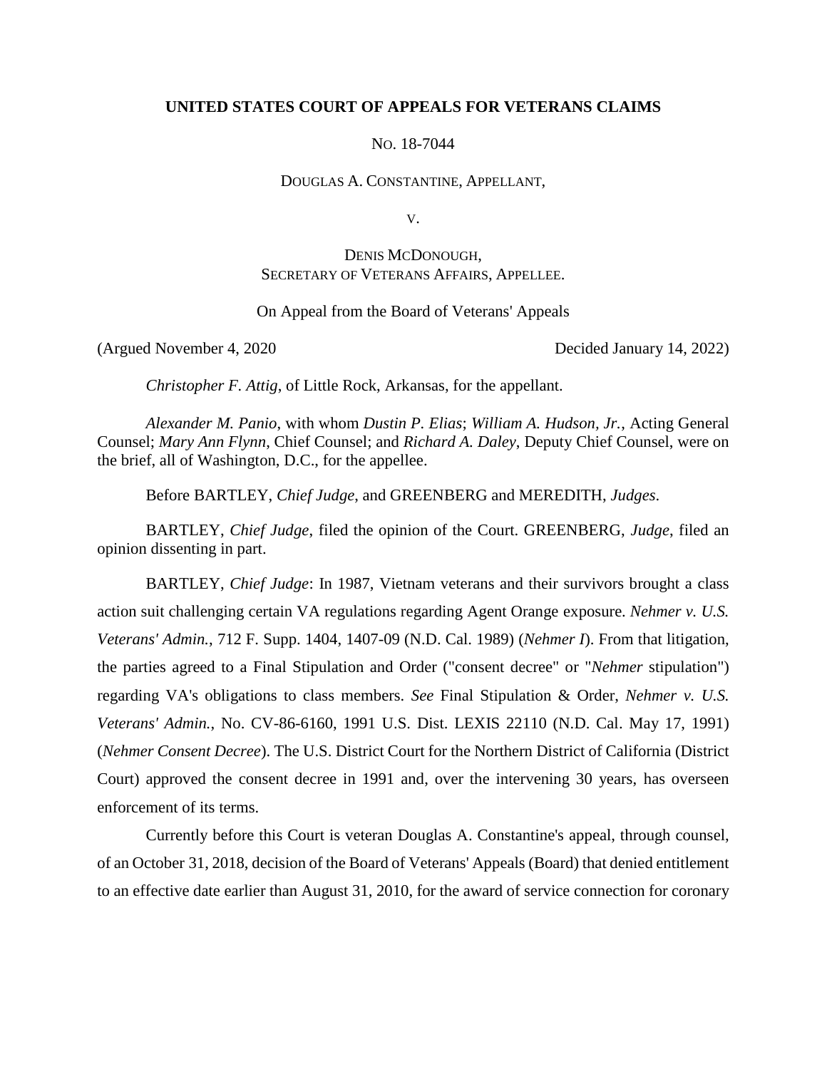**UNITED STATES COURT OF APPEALS FOR VETERANS CLAIMS**

NO. 18-7044

DOUGLAS A. CONSTANTINE, APPELLANT,

V.

DENIS MCDONOUGH,
SECRETARY OF VETERANS AFFAIRS, APPELLEE.

On Appeal from the Board of Veterans' Appeals

(Argued November 4, 2020) Decided January 14, 2022)

*Christopher F. Attig*, of Little Rock, Arkansas, for the appellant.

*Alexander M. Panio*, with whom *Dustin P. Elias*; *William A. Hudson, Jr.*, Acting General Counsel; *Mary Ann Flynn*, Chief Counsel; and *Richard A. Daley*, Deputy Chief Counsel, were on the brief, all of Washington, D.C., for the appellee.

Before BARTLEY, *Chief Judge*, and GREENBERG and MEREDITH, *Judges*.

BARTLEY, *Chief Judge*, filed the opinion of the Court. GREENBERG, *Judge*, filed an opinion dissenting in part.

BARTLEY, *Chief Judge*: In 1987, Vietnam veterans and their survivors brought a class action suit challenging certain VA regulations regarding Agent Orange exposure. *Nehmer v. U.S. Veterans' Admin.*, 712 F. Supp. 1404, 1407-09 (N.D. Cal. 1989) (*Nehmer I*). From that litigation, the parties agreed to a Final Stipulation and Order ("consent decree" or "*Nehmer* stipulation") regarding VA's obligations to class members. *See* Final Stipulation & Order, *Nehmer v. U.S. Veterans' Admin.*, No. CV-86-6160, 1991 U.S. Dist. LEXIS 22110 (N.D. Cal. May 17, 1991) (*Nehmer Consent Decree*). The U.S. District Court for the Northern District of California (District Court) approved the consent decree in 1991 and, over the intervening 30 years, has overseen enforcement of its terms.

Currently before this Court is veteran Douglas A. Constantine's appeal, through counsel, of an October 31, 2018, decision of the Board of Veterans' Appeals (Board) that denied entitlement to an effective date earlier than August 31, 2010, for the award of service connection for coronary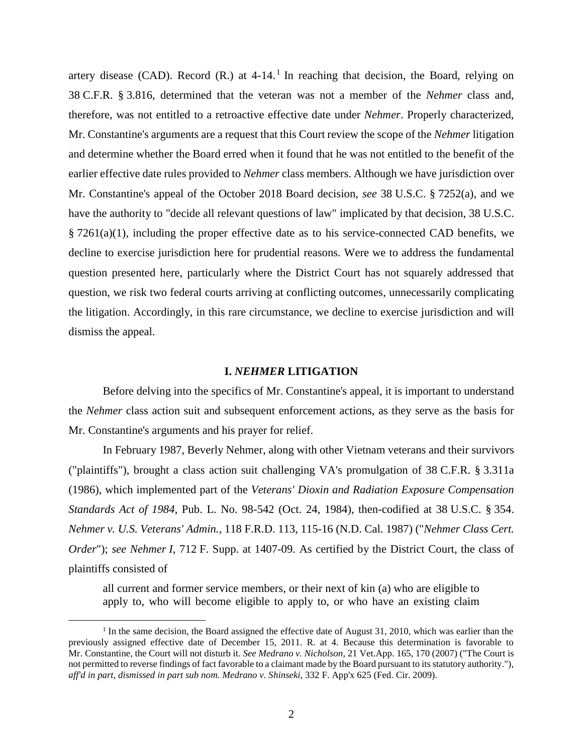artery disease (CAD). Record (R.) at 4-14.[1] In reaching that decision, the Board, relying on 38 C.F.R. § 3.816, determined that the veteran was not a member of the *Nehmer* class and, therefore, was not entitled to a retroactive effective date under *Nehmer*. Properly characterized, Mr. Constantine's arguments are a request that this Court review the scope of the *Nehmer* litigation and determine whether the Board erred when it found that he was not entitled to the benefit of the earlier effective date rules provided to *Nehmer* class members. Although we have jurisdiction over Mr. Constantine's appeal of the October 2018 Board decision, *see* 38 U.S.C. § 7252(a), and we have the authority to "decide all relevant questions of law" implicated by that decision, 38 U.S.C. § 7261(a)(1), including the proper effective date as to his service-connected CAD benefits, we decline to exercise jurisdiction here for prudential reasons. Were we to address the fundamental question presented here, particularly where the District Court has not squarely addressed that question, we risk two federal courts arriving at conflicting outcomes, unnecessarily complicating the litigation. Accordingly, in this rare circumstance, we decline to exercise jurisdiction and will dismiss the appeal.

## I. *NEHMER* LITIGATION

Before delving into the specifics of Mr. Constantine's appeal, it is important to understand the *Nehmer* class action suit and subsequent enforcement actions, as they serve as the basis for Mr. Constantine's arguments and his prayer for relief.

In February 1987, Beverly Nehmer, along with other Vietnam veterans and their survivors ("plaintiffs"), brought a class action suit challenging VA's promulgation of 38 C.F.R. § 3.311a (1986), which implemented part of the *Veterans' Dioxin and Radiation Exposure Compensation Standards Act of 1984*, Pub. L. No. 98-542 (Oct. 24, 1984), then-codified at 38 U.S.C. § 354. *Nehmer v. U.S. Veterans' Admin.*, 118 F.R.D. 113, 115-16 (N.D. Cal. 1987) ("*Nehmer Class Cert. Order*"); *see Nehmer I*, 712 F. Supp. at 1407-09. As certified by the District Court, the class of plaintiffs consisted of

> all current and former service members, or their next of kin (a) who are eligible to apply to, who will become eligible to apply to, or who have an existing claim

[1] In the same decision, the Board assigned the effective date of August 31, 2010, which was earlier than the previously assigned effective date of December 15, 2011. R. at 4. Because this determination is favorable to Mr. Constantine, the Court will not disturb it. *See Medrano v. Nicholson*, 21 Vet.App. 165, 170 (2007) ("The Court is not permitted to reverse findings of fact favorable to a claimant made by the Board pursuant to its statutory authority."), *aff'd in part, dismissed in part sub nom. Medrano v. Shinseki*, 332 F. App'x 625 (Fed. Cir. 2009).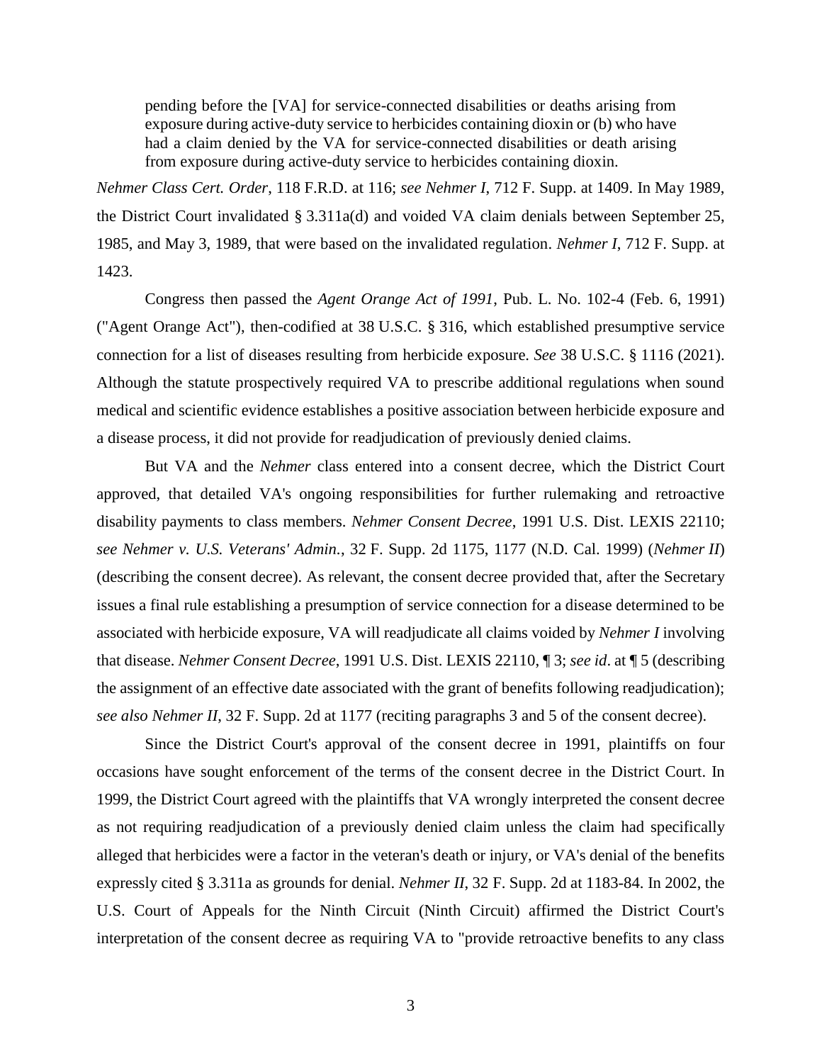> pending before the [VA] for service-connected disabilities or deaths arising from exposure during active-duty service to herbicides containing dioxin or (b) who have had a claim denied by the VA for service-connected disabilities or death arising from exposure during active-duty service to herbicides containing dioxin.

*Nehmer Class Cert. Order*, 118 F.R.D. at 116; *see Nehmer I*, 712 F. Supp. at 1409. In May 1989, the District Court invalidated § 3.311a(d) and voided VA claim denials between September 25, 1985, and May 3, 1989, that were based on the invalidated regulation. *Nehmer I*, 712 F. Supp. at 1423.

Congress then passed the *Agent Orange Act of 1991*, Pub. L. No. 102-4 (Feb. 6, 1991) ("Agent Orange Act"), then-codified at 38 U.S.C. § 316, which established presumptive service connection for a list of diseases resulting from herbicide exposure. *See* 38 U.S.C. § 1116 (2021). Although the statute prospectively required VA to prescribe additional regulations when sound medical and scientific evidence establishes a positive association between herbicide exposure and a disease process, it did not provide for readjudication of previously denied claims.

But VA and the *Nehmer* class entered into a consent decree, which the District Court approved, that detailed VA's ongoing responsibilities for further rulemaking and retroactive disability payments to class members. *Nehmer Consent Decree*, 1991 U.S. Dist. LEXIS 22110; *see Nehmer v. U.S. Veterans' Admin.*, 32 F. Supp. 2d 1175, 1177 (N.D. Cal. 1999) (*Nehmer II*) (describing the consent decree). As relevant, the consent decree provided that, after the Secretary issues a final rule establishing a presumption of service connection for a disease determined to be associated with herbicide exposure, VA will readjudicate all claims voided by *Nehmer I* involving that disease. *Nehmer Consent Decree*, 1991 U.S. Dist. LEXIS 22110, ¶ 3; *see id*. at ¶ 5 (describing the assignment of an effective date associated with the grant of benefits following readjudication); *see also Nehmer II*, 32 F. Supp. 2d at 1177 (reciting paragraphs 3 and 5 of the consent decree).

Since the District Court's approval of the consent decree in 1991, plaintiffs on four occasions have sought enforcement of the terms of the consent decree in the District Court. In 1999, the District Court agreed with the plaintiffs that VA wrongly interpreted the consent decree as not requiring readjudication of a previously denied claim unless the claim had specifically alleged that herbicides were a factor in the veteran's death or injury, or VA's denial of the benefits expressly cited § 3.311a as grounds for denial. *Nehmer II*, 32 F. Supp. 2d at 1183-84. In 2002, the U.S. Court of Appeals for the Ninth Circuit (Ninth Circuit) affirmed the District Court's interpretation of the consent decree as requiring VA to "provide retroactive benefits to any class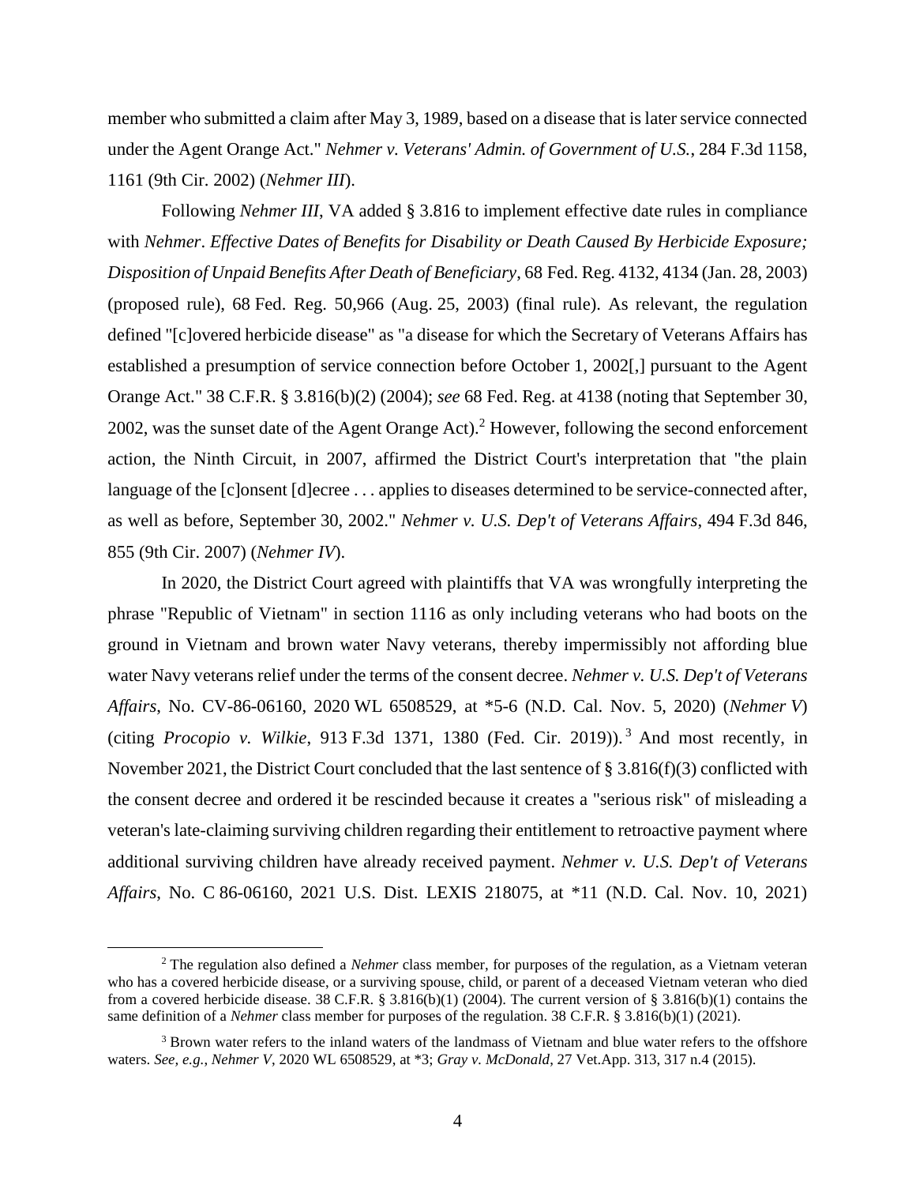member who submitted a claim after May 3, 1989, based on a disease that is later service connected under the Agent Orange Act." *Nehmer v. Veterans' Admin. of Government of U.S.*, 284 F.3d 1158, 1161 (9th Cir. 2002) (*Nehmer III*).

Following *Nehmer III*, VA added § 3.816 to implement effective date rules in compliance with *Nehmer*. *Effective Dates of Benefits for Disability or Death Caused By Herbicide Exposure; Disposition of Unpaid Benefits After Death of Beneficiary*, 68 Fed. Reg. 4132, 4134 (Jan. 28, 2003) (proposed rule), 68 Fed. Reg. 50,966 (Aug. 25, 2003) (final rule). As relevant, the regulation defined "[c]overed herbicide disease" as "a disease for which the Secretary of Veterans Affairs has established a presumption of service connection before October 1, 2002[,] pursuant to the Agent Orange Act." 38 C.F.R. § 3.816(b)(2) (2004); *see* 68 Fed. Reg. at 4138 (noting that September 30, 2002, was the sunset date of the Agent Orange Act).[2] However, following the second enforcement action, the Ninth Circuit, in 2007, affirmed the District Court's interpretation that "the plain language of the [c]onsent [d]ecree . . . applies to diseases determined to be service-connected after, as well as before, September 30, 2002." *Nehmer v. U.S. Dep't of Veterans Affairs*, 494 F.3d 846, 855 (9th Cir. 2007) (*Nehmer IV*).

In 2020, the District Court agreed with plaintiffs that VA was wrongfully interpreting the phrase "Republic of Vietnam" in section 1116 as only including veterans who had boots on the ground in Vietnam and brown water Navy veterans, thereby impermissibly not affording blue water Navy veterans relief under the terms of the consent decree. *Nehmer v. U.S. Dep't of Veterans Affairs*, No. CV-86-06160, 2020 WL 6508529, at *5-6 (N.D. Cal. Nov. 5, 2020) (*Nehmer V*) (citing *Procopio v. Wilkie*, 913 F.3d 1371, 1380 (Fed. Cir. 2019)).[3] And most recently, in November 2021, the District Court concluded that the last sentence of § 3.816(f)(3) conflicted with the consent decree and ordered it be rescinded because it creates a "serious risk" of misleading a veteran's late-claiming surviving children regarding their entitlement to retroactive payment where additional surviving children have already received payment. *Nehmer v. U.S. Dep't of Veterans Affairs*, No. C 86-06160, 2021 U.S. Dist. LEXIS 218075, at *11 (N.D. Cal. Nov. 10, 2021)

---

[2] The regulation also defined a *Nehmer* class member, for purposes of the regulation, as a Vietnam veteran who has a covered herbicide disease, or a surviving spouse, child, or parent of a deceased Vietnam veteran who died from a covered herbicide disease. 38 C.F.R. § 3.816(b)(1) (2004). The current version of § 3.816(b)(1) contains the same definition of a *Nehmer* class member for purposes of the regulation. 38 C.F.R. § 3.816(b)(1) (2021).

[3] Brown water refers to the inland waters of the landmass of Vietnam and blue water refers to the offshore waters. *See, e.g., Nehmer V*, 2020 WL 6508529, at *3; *Gray v. McDonald*, 27 Vet.App. 313, 317 n.4 (2015).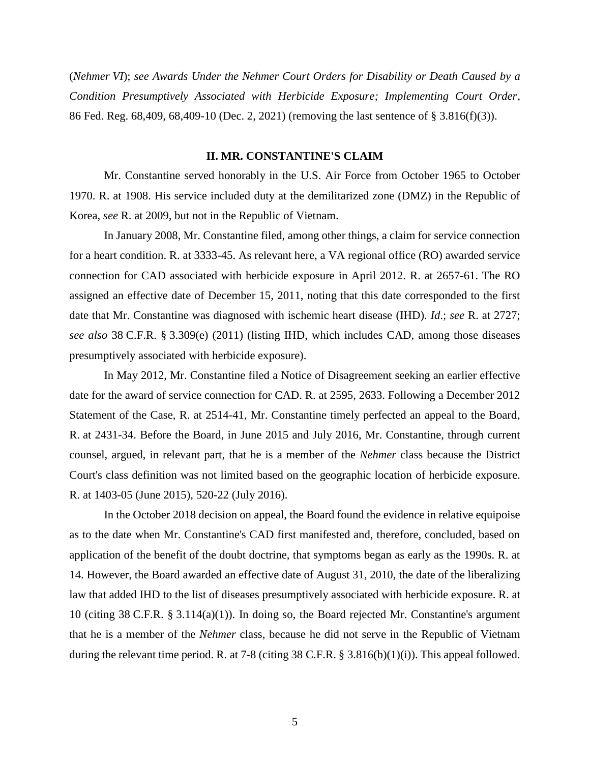(*Nehmer VI*); *see Awards Under the Nehmer Court Orders for Disability or Death Caused by a Condition Presumptively Associated with Herbicide Exposure; Implementing Court Order*, 86 Fed. Reg. 68,409, 68,409-10 (Dec. 2, 2021) (removing the last sentence of § 3.816(f)(3)).

## II. MR. CONSTANTINE'S CLAIM

Mr. Constantine served honorably in the U.S. Air Force from October 1965 to October 1970. R. at 1908. His service included duty at the demilitarized zone (DMZ) in the Republic of Korea, *see* R. at 2009, but not in the Republic of Vietnam.

In January 2008, Mr. Constantine filed, among other things, a claim for service connection for a heart condition. R. at 3333-45. As relevant here, a VA regional office (RO) awarded service connection for CAD associated with herbicide exposure in April 2012. R. at 2657-61. The RO assigned an effective date of December 15, 2011, noting that this date corresponded to the first date that Mr. Constantine was diagnosed with ischemic heart disease (IHD). *Id.*; *see* R. at 2727; *see also* 38 C.F.R. § 3.309(e) (2011) (listing IHD, which includes CAD, among those diseases presumptively associated with herbicide exposure).

In May 2012, Mr. Constantine filed a Notice of Disagreement seeking an earlier effective date for the award of service connection for CAD. R. at 2595, 2633. Following a December 2012 Statement of the Case, R. at 2514-41, Mr. Constantine timely perfected an appeal to the Board, R. at 2431-34. Before the Board, in June 2015 and July 2016, Mr. Constantine, through current counsel, argued, in relevant part, that he is a member of the *Nehmer* class because the District Court's class definition was not limited based on the geographic location of herbicide exposure. R. at 1403-05 (June 2015), 520-22 (July 2016).

In the October 2018 decision on appeal, the Board found the evidence in relative equipoise as to the date when Mr. Constantine's CAD first manifested and, therefore, concluded, based on application of the benefit of the doubt doctrine, that symptoms began as early as the 1990s. R. at 14. However, the Board awarded an effective date of August 31, 2010, the date of the liberalizing law that added IHD to the list of diseases presumptively associated with herbicide exposure. R. at 10 (citing 38 C.F.R. § 3.114(a)(1)). In doing so, the Board rejected Mr. Constantine's argument that he is a member of the *Nehmer* class, because he did not serve in the Republic of Vietnam during the relevant time period. R. at 7-8 (citing 38 C.F.R. § 3.816(b)(1)(i)). This appeal followed.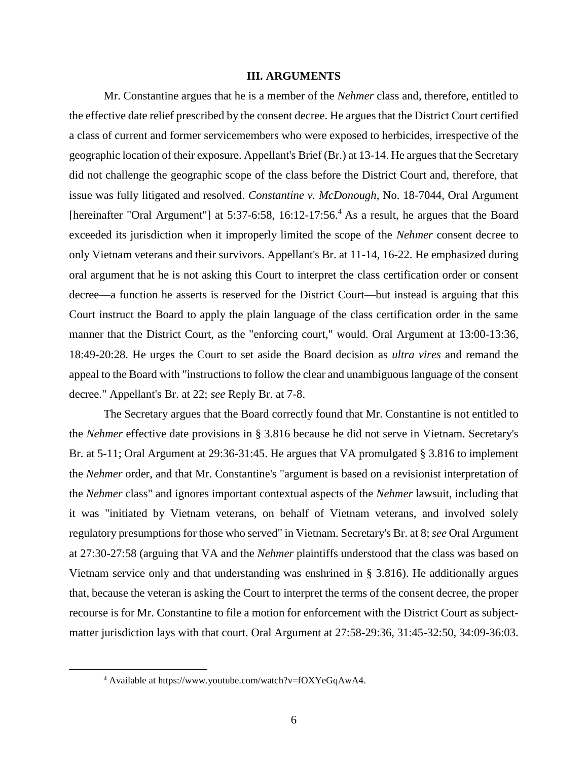## III. ARGUMENTS

Mr. Constantine argues that he is a member of the *Nehmer* class and, therefore, entitled to the effective date relief prescribed by the consent decree. He argues that the District Court certified a class of current and former servicemembers who were exposed to herbicides, irrespective of the geographic location of their exposure. Appellant's Brief (Br.) at 13-14. He argues that the Secretary did not challenge the geographic scope of the class before the District Court and, therefore, that issue was fully litigated and resolved. *Constantine v. McDonough*, No. 18-7044, Oral Argument [hereinafter "Oral Argument"] at 5:37-6:58, 16:12-17:56.[4] As a result, he argues that the Board exceeded its jurisdiction when it improperly limited the scope of the *Nehmer* consent decree to only Vietnam veterans and their survivors. Appellant's Br. at 11-14, 16-22. He emphasized during oral argument that he is not asking this Court to interpret the class certification order or consent decree—a function he asserts is reserved for the District Court—but instead is arguing that this Court instruct the Board to apply the plain language of the class certification order in the same manner that the District Court, as the "enforcing court," would. Oral Argument at 13:00-13:36, 18:49-20:28. He urges the Court to set aside the Board decision as *ultra vires* and remand the appeal to the Board with "instructions to follow the clear and unambiguous language of the consent decree." Appellant's Br. at 22; *see* Reply Br. at 7-8.

The Secretary argues that the Board correctly found that Mr. Constantine is not entitled to the *Nehmer* effective date provisions in § 3.816 because he did not serve in Vietnam. Secretary's Br. at 5-11; Oral Argument at 29:36-31:45. He argues that VA promulgated § 3.816 to implement the *Nehmer* order, and that Mr. Constantine's "argument is based on a revisionist interpretation of the *Nehmer* class" and ignores important contextual aspects of the *Nehmer* lawsuit, including that it was "initiated by Vietnam veterans, on behalf of Vietnam veterans, and involved solely regulatory presumptions for those who served" in Vietnam. Secretary's Br. at 8; *see* Oral Argument at 27:30-27:58 (arguing that VA and the *Nehmer* plaintiffs understood that the class was based on Vietnam service only and that understanding was enshrined in § 3.816). He additionally argues that, because the veteran is asking the Court to interpret the terms of the consent decree, the proper recourse is for Mr. Constantine to file a motion for enforcement with the District Court as subject-matter jurisdiction lays with that court. Oral Argument at 27:58-29:36, 31:45-32:50, 34:09-36:03.

[4] Available at https://www.youtube.com/watch?v=fOXYeGqAwA4.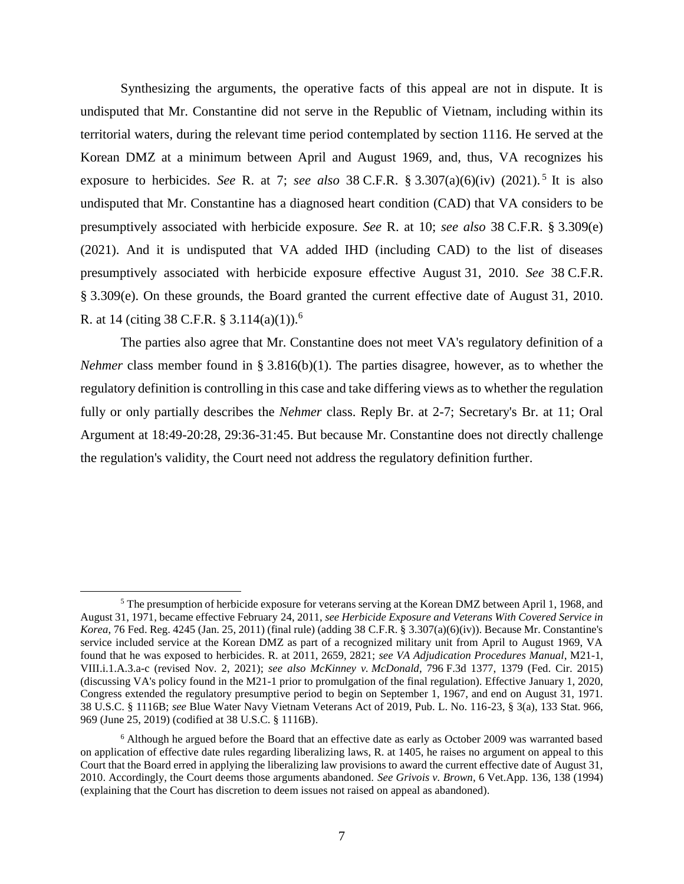Synthesizing the arguments, the operative facts of this appeal are not in dispute. It is undisputed that Mr. Constantine did not serve in the Republic of Vietnam, including within its territorial waters, during the relevant time period contemplated by section 1116. He served at the Korean DMZ at a minimum between April and August 1969, and, thus, VA recognizes his exposure to herbicides. *See* R. at 7; *see also* 38 C.F.R. § 3.307(a)(6)(iv) (2021).[5] It is also undisputed that Mr. Constantine has a diagnosed heart condition (CAD) that VA considers to be presumptively associated with herbicide exposure. *See* R. at 10; *see also* 38 C.F.R. § 3.309(e) (2021). And it is undisputed that VA added IHD (including CAD) to the list of diseases presumptively associated with herbicide exposure effective August 31, 2010. *See* 38 C.F.R. § 3.309(e). On these grounds, the Board granted the current effective date of August 31, 2010. R. at 14 (citing 38 C.F.R. § 3.114(a)(1)).[6]

The parties also agree that Mr. Constantine does not meet VA's regulatory definition of a *Nehmer* class member found in § 3.816(b)(1). The parties disagree, however, as to whether the regulatory definition is controlling in this case and take differing views as to whether the regulation fully or only partially describes the *Nehmer* class. Reply Br. at 2-7; Secretary's Br. at 11; Oral Argument at 18:49-20:28, 29:36-31:45. But because Mr. Constantine does not directly challenge the regulation's validity, the Court need not address the regulatory definition further.

---

[5] The presumption of herbicide exposure for veterans serving at the Korean DMZ between April 1, 1968, and August 31, 1971, became effective February 24, 2011, *see Herbicide Exposure and Veterans With Covered Service in Korea*, 76 Fed. Reg. 4245 (Jan. 25, 2011) (final rule) (adding 38 C.F.R. § 3.307(a)(6)(iv)). Because Mr. Constantine's service included service at the Korean DMZ as part of a recognized military unit from April to August 1969, VA found that he was exposed to herbicides. R. at 2011, 2659, 2821; *see VA Adjudication Procedures Manual*, M21-1, VIII.i.1.A.3.a-c (revised Nov. 2, 2021); *see also McKinney v. McDonald*, 796 F.3d 1377, 1379 (Fed. Cir. 2015) (discussing VA's policy found in the M21-1 prior to promulgation of the final regulation). Effective January 1, 2020, Congress extended the regulatory presumptive period to begin on September 1, 1967, and end on August 31, 1971. 38 U.S.C. § 1116B; *see* Blue Water Navy Vietnam Veterans Act of 2019, Pub. L. No. 116-23, § 3(a), 133 Stat. 966, 969 (June 25, 2019) (codified at 38 U.S.C. § 1116B).

[6] Although he argued before the Board that an effective date as early as October 2009 was warranted based on application of effective date rules regarding liberalizing laws, R. at 1405, he raises no argument on appeal to this Court that the Board erred in applying the liberalizing law provisions to award the current effective date of August 31, 2010. Accordingly, the Court deems those arguments abandoned. *See Grivois v. Brown*, 6 Vet.App. 136, 138 (1994) (explaining that the Court has discretion to deem issues not raised on appeal as abandoned).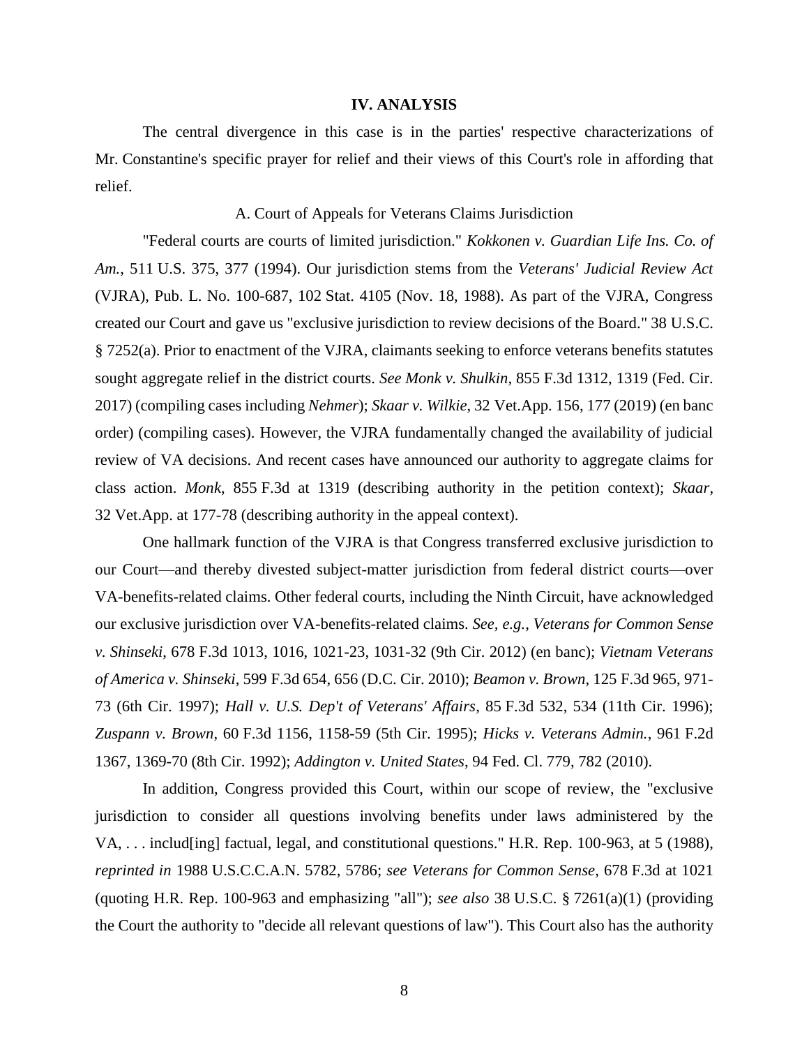## IV. ANALYSIS

The central divergence in this case is in the parties' respective characterizations of Mr. Constantine's specific prayer for relief and their views of this Court's role in affording that relief.

### A. Court of Appeals for Veterans Claims Jurisdiction

"Federal courts are courts of limited jurisdiction." *Kokkonen v. Guardian Life Ins. Co. of Am.*, 511 U.S. 375, 377 (1994). Our jurisdiction stems from the *Veterans' Judicial Review Act* (VJRA), Pub. L. No. 100-687, 102 Stat. 4105 (Nov. 18, 1988). As part of the VJRA, Congress created our Court and gave us "exclusive jurisdiction to review decisions of the Board." 38 U.S.C. § 7252(a). Prior to enactment of the VJRA, claimants seeking to enforce veterans benefits statutes sought aggregate relief in the district courts. *See Monk v. Shulkin*, 855 F.3d 1312, 1319 (Fed. Cir. 2017) (compiling cases including *Nehmer*); *Skaar v. Wilkie*, 32 Vet.App. 156, 177 (2019) (en banc order) (compiling cases). However, the VJRA fundamentally changed the availability of judicial review of VA decisions. And recent cases have announced our authority to aggregate claims for class action. *Monk*, 855 F.3d at 1319 (describing authority in the petition context); *Skaar*, 32 Vet.App. at 177-78 (describing authority in the appeal context).

One hallmark function of the VJRA is that Congress transferred exclusive jurisdiction to our Court—and thereby divested subject-matter jurisdiction from federal district courts—over VA-benefits-related claims. Other federal courts, including the Ninth Circuit, have acknowledged our exclusive jurisdiction over VA-benefits-related claims. *See, e.g., Veterans for Common Sense v. Shinseki*, 678 F.3d 1013, 1016, 1021-23, 1031-32 (9th Cir. 2012) (en banc); *Vietnam Veterans of America v. Shinseki*, 599 F.3d 654, 656 (D.C. Cir. 2010); *Beamon v. Brown*, 125 F.3d 965, 971-73 (6th Cir. 1997); *Hall v. U.S. Dep't of Veterans' Affairs*, 85 F.3d 532, 534 (11th Cir. 1996); *Zuspann v. Brown*, 60 F.3d 1156, 1158-59 (5th Cir. 1995); *Hicks v. Veterans Admin.*, 961 F.2d 1367, 1369-70 (8th Cir. 1992); *Addington v. United States*, 94 Fed. Cl. 779, 782 (2010).

In addition, Congress provided this Court, within our scope of review, the "exclusive jurisdiction to consider all questions involving benefits under laws administered by the VA, . . . includ[ing] factual, legal, and constitutional questions." H.R. Rep. 100-963, at 5 (1988), *reprinted in* 1988 U.S.C.C.A.N. 5782, 5786; *see Veterans for Common Sense*, 678 F.3d at 1021 (quoting H.R. Rep. 100-963 and emphasizing "all"); *see also* 38 U.S.C. § 7261(a)(1) (providing the Court the authority to "decide all relevant questions of law"). This Court also has the authority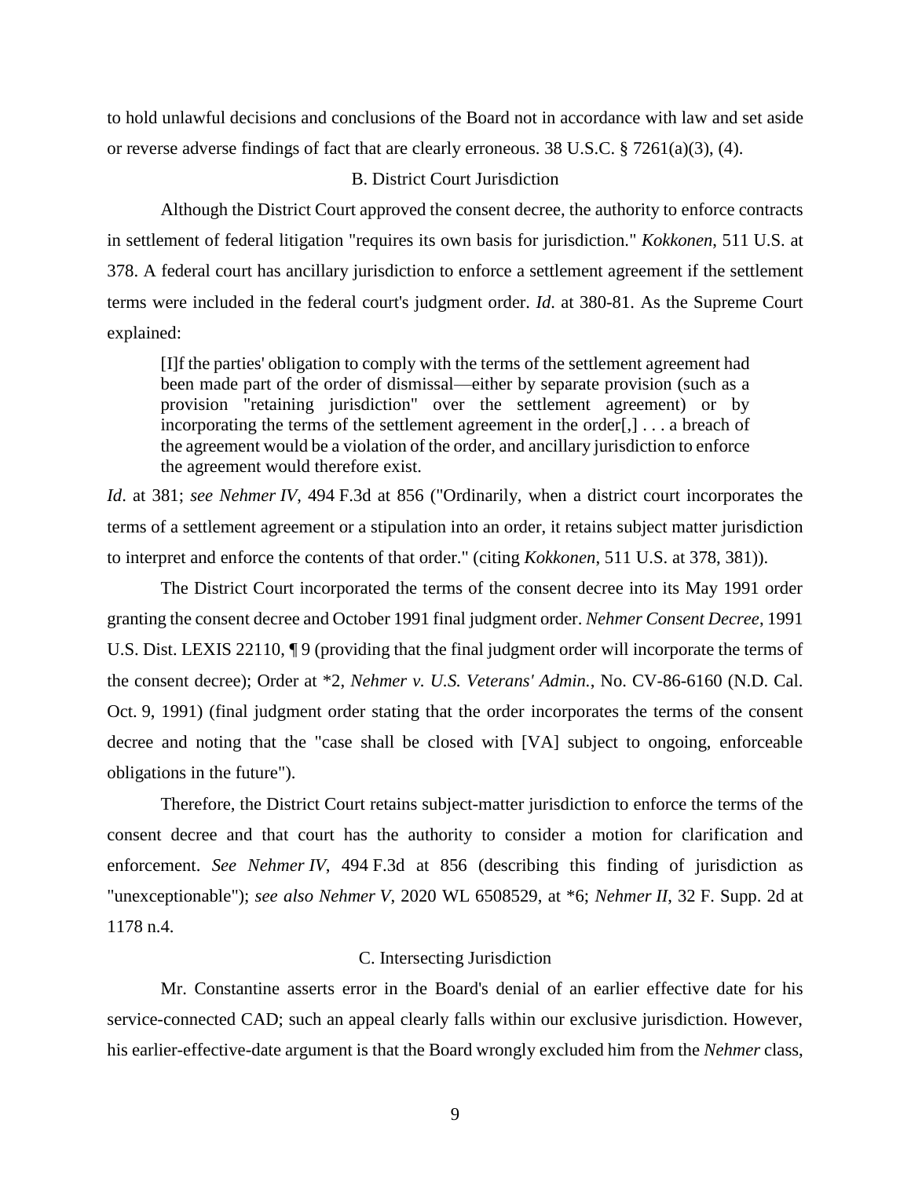to hold unlawful decisions and conclusions of the Board not in accordance with law and set aside or reverse adverse findings of fact that are clearly erroneous. 38 U.S.C. § 7261(a)(3), (4).

### B. District Court Jurisdiction

Although the District Court approved the consent decree, the authority to enforce contracts in settlement of federal litigation "requires its own basis for jurisdiction." *Kokkonen*, 511 U.S. at 378. A federal court has ancillary jurisdiction to enforce a settlement agreement if the settlement terms were included in the federal court's judgment order. *Id.* at 380-81. As the Supreme Court explained:

> [I]f the parties' obligation to comply with the terms of the settlement agreement had been made part of the order of dismissal—either by separate provision (such as a provision "retaining jurisdiction" over the settlement agreement) or by incorporating the terms of the settlement agreement in the order[,] . . . a breach of the agreement would be a violation of the order, and ancillary jurisdiction to enforce the agreement would therefore exist.

*Id*. at 381; *see Nehmer IV*, 494 F.3d at 856 ("Ordinarily, when a district court incorporates the terms of a settlement agreement or a stipulation into an order, it retains subject matter jurisdiction to interpret and enforce the contents of that order." (citing *Kokkonen*, 511 U.S. at 378, 381)).

The District Court incorporated the terms of the consent decree into its May 1991 order granting the consent decree and October 1991 final judgment order. *Nehmer Consent Decree*, 1991 U.S. Dist. LEXIS 22110, ¶ 9 (providing that the final judgment order will incorporate the terms of the consent decree); Order at *2, *Nehmer v. U.S. Veterans' Admin.*, No. CV-86-6160 (N.D. Cal. Oct. 9, 1991) (final judgment order stating that the order incorporates the terms of the consent decree and noting that the "case shall be closed with [VA] subject to ongoing, enforceable obligations in the future").

Therefore, the District Court retains subject-matter jurisdiction to enforce the terms of the consent decree and that court has the authority to consider a motion for clarification and enforcement. *See Nehmer IV*, 494 F.3d at 856 (describing this finding of jurisdiction as "unexceptionable"); *see also Nehmer V*, 2020 WL 6508529, at *6; *Nehmer II*, 32 F. Supp. 2d at 1178 n.4.

### C. Intersecting Jurisdiction

Mr. Constantine asserts error in the Board's denial of an earlier effective date for his service-connected CAD; such an appeal clearly falls within our exclusive jurisdiction. However, his earlier-effective-date argument is that the Board wrongly excluded him from the *Nehmer* class,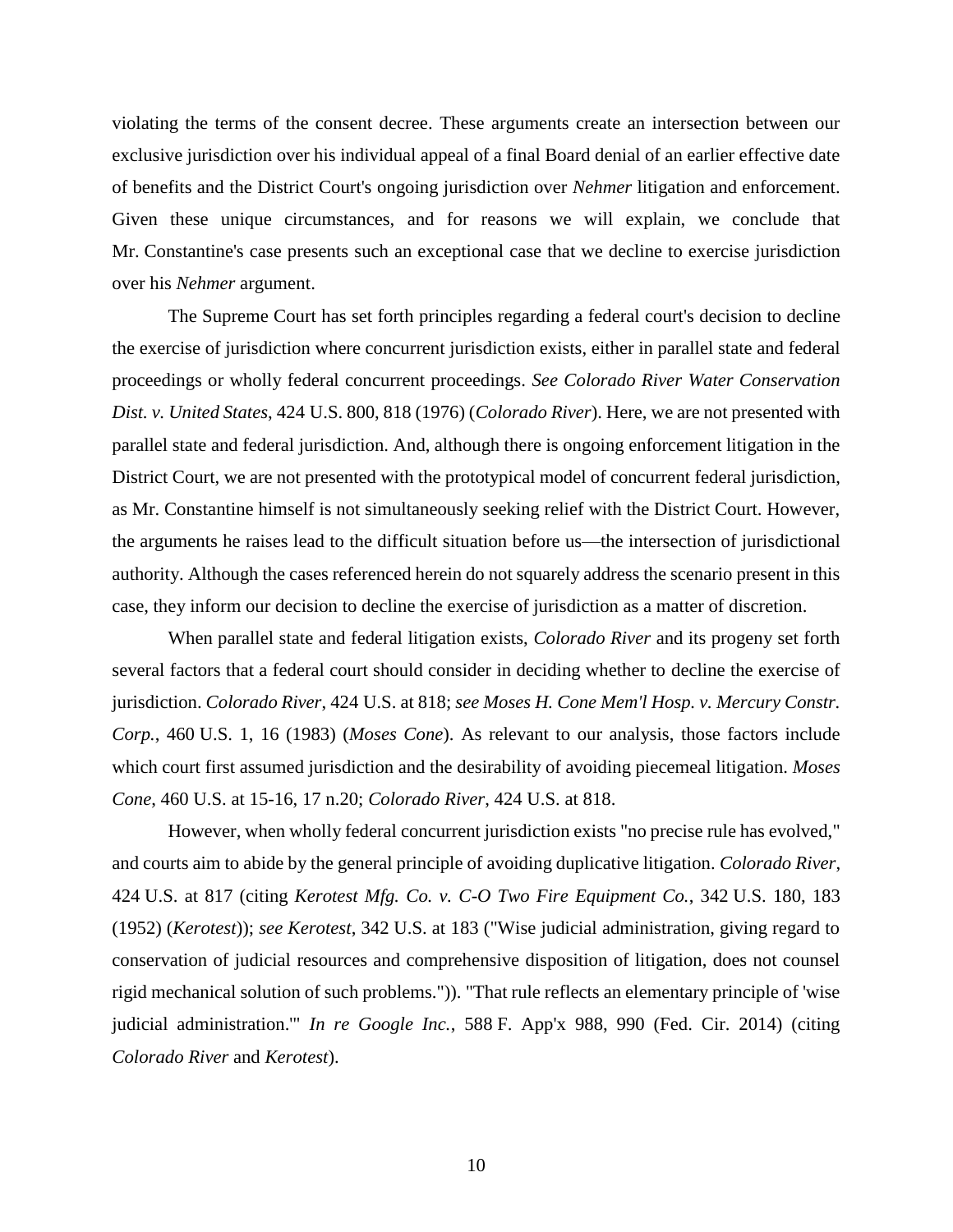violating the terms of the consent decree. These arguments create an intersection between our exclusive jurisdiction over his individual appeal of a final Board denial of an earlier effective date of benefits and the District Court's ongoing jurisdiction over *Nehmer* litigation and enforcement. Given these unique circumstances, and for reasons we will explain, we conclude that Mr. Constantine's case presents such an exceptional case that we decline to exercise jurisdiction over his *Nehmer* argument.

The Supreme Court has set forth principles regarding a federal court's decision to decline the exercise of jurisdiction where concurrent jurisdiction exists, either in parallel state and federal proceedings or wholly federal concurrent proceedings. *See Colorado River Water Conservation Dist. v. United States*, 424 U.S. 800, 818 (1976) (*Colorado River*). Here, we are not presented with parallel state and federal jurisdiction. And, although there is ongoing enforcement litigation in the District Court, we are not presented with the prototypical model of concurrent federal jurisdiction, as Mr. Constantine himself is not simultaneously seeking relief with the District Court. However, the arguments he raises lead to the difficult situation before us—the intersection of jurisdictional authority. Although the cases referenced herein do not squarely address the scenario present in this case, they inform our decision to decline the exercise of jurisdiction as a matter of discretion.

When parallel state and federal litigation exists, *Colorado River* and its progeny set forth several factors that a federal court should consider in deciding whether to decline the exercise of jurisdiction. *Colorado River*, 424 U.S. at 818; *see Moses H. Cone Mem'l Hosp. v. Mercury Constr. Corp.*, 460 U.S. 1, 16 (1983) (*Moses Cone*). As relevant to our analysis, those factors include which court first assumed jurisdiction and the desirability of avoiding piecemeal litigation. *Moses Cone*, 460 U.S. at 15-16, 17 n.20; *Colorado River*, 424 U.S. at 818.

However, when wholly federal concurrent jurisdiction exists "no precise rule has evolved," and courts aim to abide by the general principle of avoiding duplicative litigation. *Colorado River*, 424 U.S. at 817 (citing *Kerotest Mfg. Co. v. C-O Two Fire Equipment Co.*, 342 U.S. 180, 183 (1952) (*Kerotest*)); *see Kerotest*, 342 U.S. at 183 ("Wise judicial administration, giving regard to conservation of judicial resources and comprehensive disposition of litigation, does not counsel rigid mechanical solution of such problems.")). "That rule reflects an elementary principle of 'wise judicial administration.'" *In re Google Inc.*, 588 F. App'x 988, 990 (Fed. Cir. 2014) (citing *Colorado River* and *Kerotest*).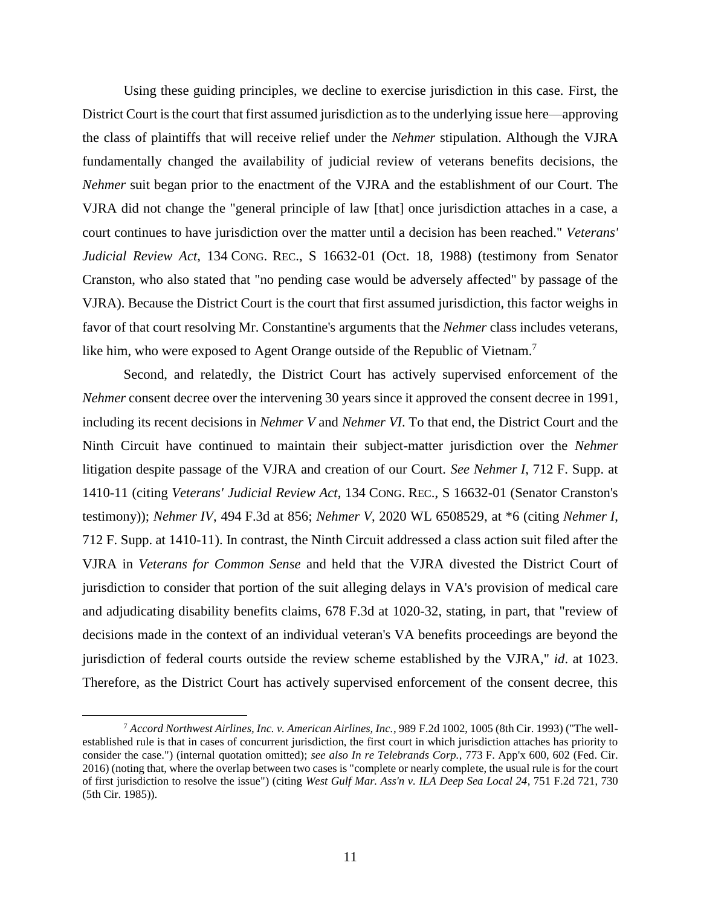Using these guiding principles, we decline to exercise jurisdiction in this case. First, the District Court is the court that first assumed jurisdiction as to the underlying issue here—approving the class of plaintiffs that will receive relief under the *Nehmer* stipulation. Although the VJRA fundamentally changed the availability of judicial review of veterans benefits decisions, the *Nehmer* suit began prior to the enactment of the VJRA and the establishment of our Court. The VJRA did not change the "general principle of law [that] once jurisdiction attaches in a case, a court continues to have jurisdiction over the matter until a decision has been reached." *Veterans' Judicial Review Act*, 134 CONG. REC., S 16632-01 (Oct. 18, 1988) (testimony from Senator Cranston, who also stated that "no pending case would be adversely affected" by passage of the VJRA). Because the District Court is the court that first assumed jurisdiction, this factor weighs in favor of that court resolving Mr. Constantine's arguments that the *Nehmer* class includes veterans, like him, who were exposed to Agent Orange outside of the Republic of Vietnam.[7]

Second, and relatedly, the District Court has actively supervised enforcement of the *Nehmer* consent decree over the intervening 30 years since it approved the consent decree in 1991, including its recent decisions in *Nehmer V* and *Nehmer VI*. To that end, the District Court and the Ninth Circuit have continued to maintain their subject-matter jurisdiction over the *Nehmer* litigation despite passage of the VJRA and creation of our Court. *See Nehmer I*, 712 F. Supp. at 1410-11 (citing *Veterans' Judicial Review Act*, 134 CONG. REC., S 16632-01 (Senator Cranston's testimony)); *Nehmer IV*, 494 F.3d at 856; *Nehmer V*, 2020 WL 6508529, at *6 (citing *Nehmer I*, 712 F. Supp. at 1410-11). In contrast, the Ninth Circuit addressed a class action suit filed after the VJRA in *Veterans for Common Sense* and held that the VJRA divested the District Court of jurisdiction to consider that portion of the suit alleging delays in VA's provision of medical care and adjudicating disability benefits claims, 678 F.3d at 1020-32, stating, in part, that "review of decisions made in the context of an individual veteran's VA benefits proceedings are beyond the jurisdiction of federal courts outside the review scheme established by the VJRA," *id*. at 1023. Therefore, as the District Court has actively supervised enforcement of the consent decree, this

[7] *Accord Northwest Airlines, Inc. v. American Airlines, Inc.*, 989 F.2d 1002, 1005 (8th Cir. 1993) ("The well-established rule is that in cases of concurrent jurisdiction, the first court in which jurisdiction attaches has priority to consider the case.") (internal quotation omitted); *see also In re Telebrands Corp.*, 773 F. App'x 600, 602 (Fed. Cir. 2016) (noting that, where the overlap between two cases is "complete or nearly complete, the usual rule is for the court of first jurisdiction to resolve the issue") (citing *West Gulf Mar. Ass'n v. ILA Deep Sea Local 24*, 751 F.2d 721, 730 (5th Cir. 1985)).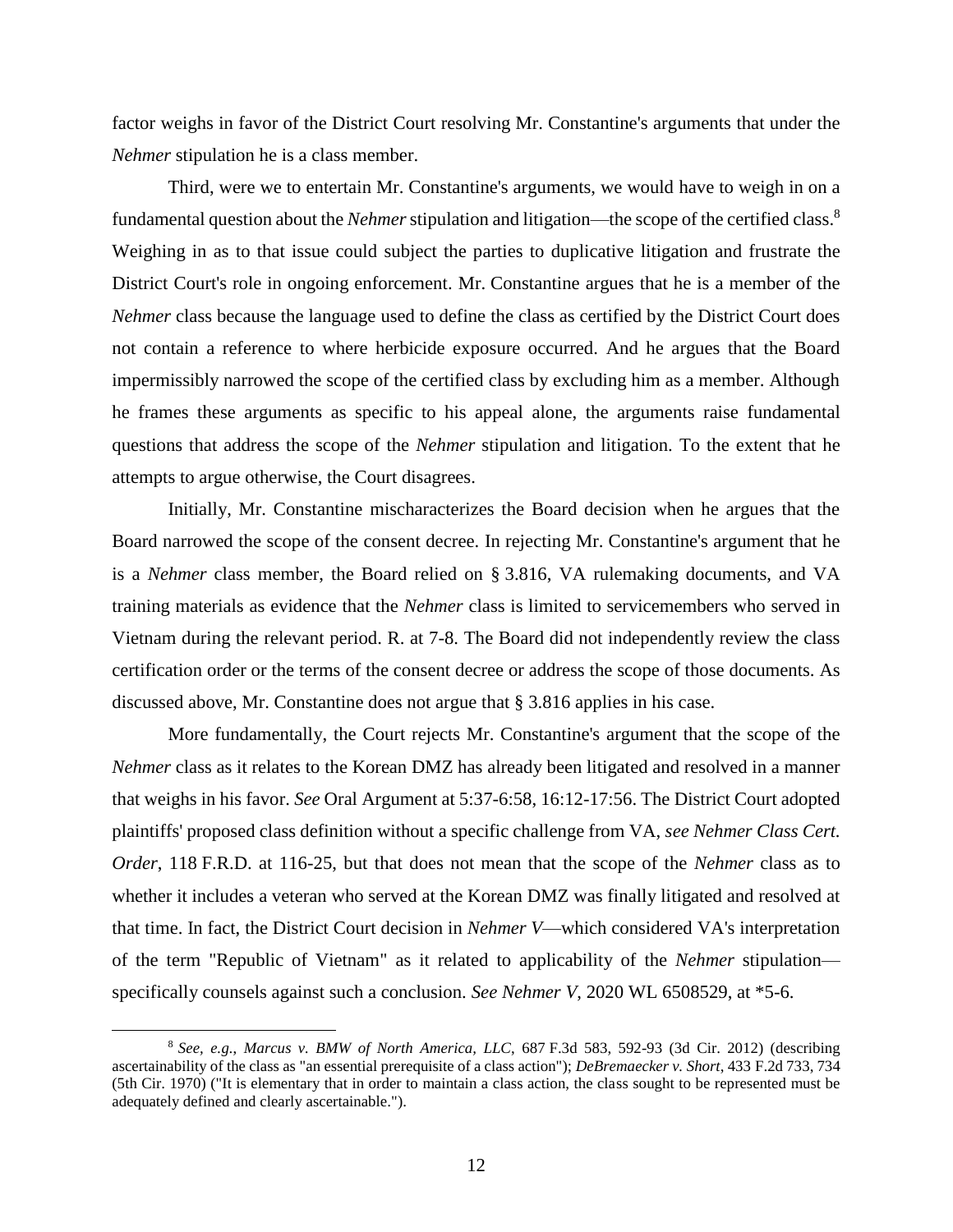factor weighs in favor of the District Court resolving Mr. Constantine's arguments that under the *Nehmer* stipulation he is a class member.

Third, were we to entertain Mr. Constantine's arguments, we would have to weigh in on a fundamental question about the *Nehmer* stipulation and litigation—the scope of the certified class.[8] Weighing in as to that issue could subject the parties to duplicative litigation and frustrate the District Court's role in ongoing enforcement. Mr. Constantine argues that he is a member of the *Nehmer* class because the language used to define the class as certified by the District Court does not contain a reference to where herbicide exposure occurred. And he argues that the Board impermissibly narrowed the scope of the certified class by excluding him as a member. Although he frames these arguments as specific to his appeal alone, the arguments raise fundamental questions that address the scope of the *Nehmer* stipulation and litigation. To the extent that he attempts to argue otherwise, the Court disagrees.

Initially, Mr. Constantine mischaracterizes the Board decision when he argues that the Board narrowed the scope of the consent decree. In rejecting Mr. Constantine's argument that he is a *Nehmer* class member, the Board relied on § 3.816, VA rulemaking documents, and VA training materials as evidence that the *Nehmer* class is limited to servicemembers who served in Vietnam during the relevant period. R. at 7-8. The Board did not independently review the class certification order or the terms of the consent decree or address the scope of those documents. As discussed above, Mr. Constantine does not argue that § 3.816 applies in his case.

More fundamentally, the Court rejects Mr. Constantine's argument that the scope of the *Nehmer* class as it relates to the Korean DMZ has already been litigated and resolved in a manner that weighs in his favor. *See* Oral Argument at 5:37-6:58, 16:12-17:56. The District Court adopted plaintiffs' proposed class definition without a specific challenge from VA, *see Nehmer Class Cert. Order*, 118 F.R.D. at 116-25, but that does not mean that the scope of the *Nehmer* class as to whether it includes a veteran who served at the Korean DMZ was finally litigated and resolved at that time. In fact, the District Court decision in *Nehmer V*—which considered VA's interpretation of the term "Republic of Vietnam" as it related to applicability of the *Nehmer* stipulation—specifically counsels against such a conclusion. *See Nehmer V*, 2020 WL 6508529, at *5-6.

---

[8] *See, e.g.*, *Marcus v. BMW of North America, LLC*, 687 F.3d 583, 592-93 (3d Cir. 2012) (describing ascertainability of the class as "an essential prerequisite of a class action"); *DeBremaecker v. Short*, 433 F.2d 733, 734 (5th Cir. 1970) ("It is elementary that in order to maintain a class action, the class sought to be represented must be adequately defined and clearly ascertainable.").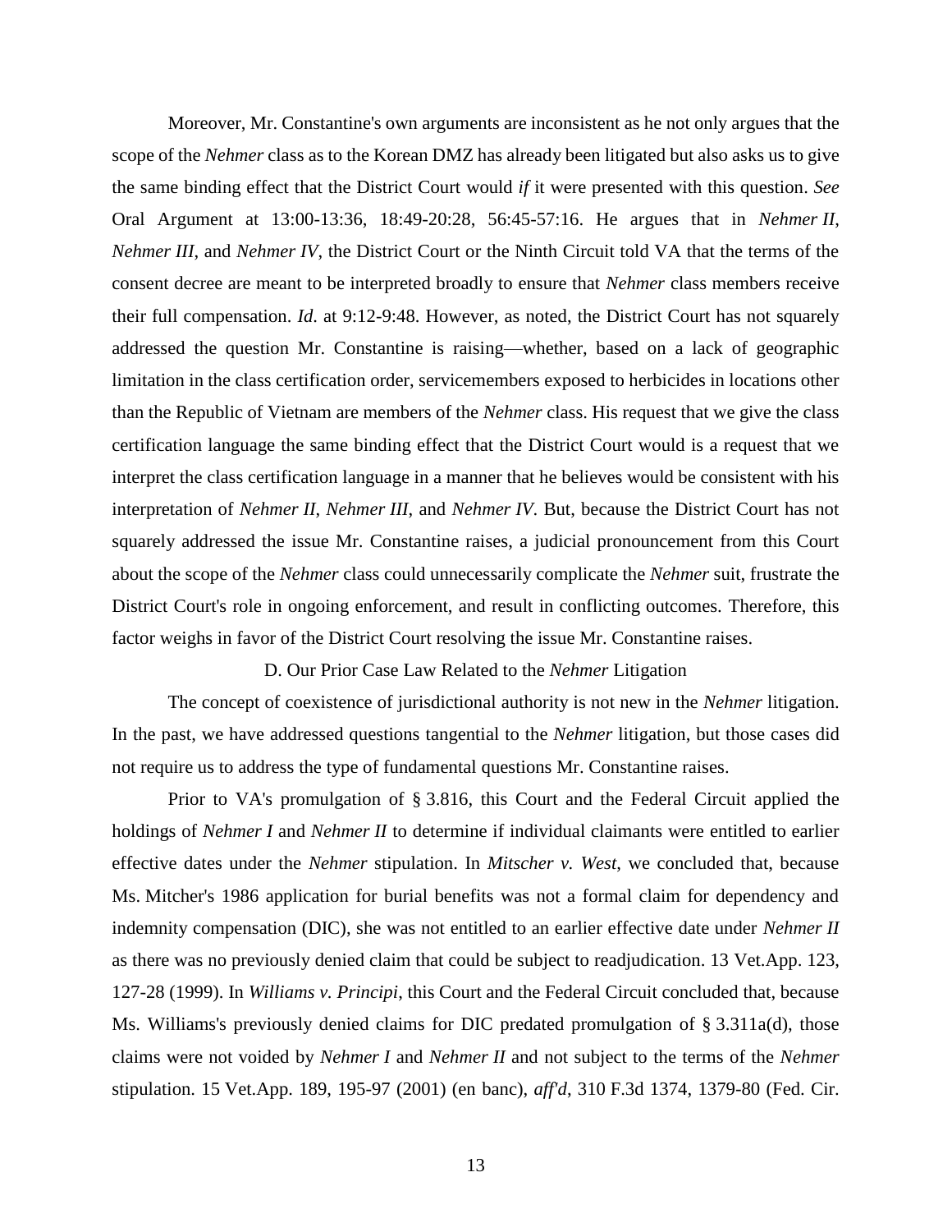Moreover, Mr. Constantine's own arguments are inconsistent as he not only argues that the scope of the *Nehmer* class as to the Korean DMZ has already been litigated but also asks us to give the same binding effect that the District Court would *if* it were presented with this question. *See* Oral Argument at 13:00-13:36, 18:49-20:28, 56:45-57:16. He argues that in *Nehmer II*, *Nehmer III*, and *Nehmer IV*, the District Court or the Ninth Circuit told VA that the terms of the consent decree are meant to be interpreted broadly to ensure that *Nehmer* class members receive their full compensation. *Id*. at 9:12-9:48. However, as noted, the District Court has not squarely addressed the question Mr. Constantine is raising—whether, based on a lack of geographic limitation in the class certification order, servicemembers exposed to herbicides in locations other than the Republic of Vietnam are members of the *Nehmer* class. His request that we give the class certification language the same binding effect that the District Court would is a request that we interpret the class certification language in a manner that he believes would be consistent with his interpretation of *Nehmer II*, *Nehmer III*, and *Nehmer IV*. But, because the District Court has not squarely addressed the issue Mr. Constantine raises, a judicial pronouncement from this Court about the scope of the *Nehmer* class could unnecessarily complicate the *Nehmer* suit, frustrate the District Court's role in ongoing enforcement, and result in conflicting outcomes. Therefore, this factor weighs in favor of the District Court resolving the issue Mr. Constantine raises.

### D. Our Prior Case Law Related to the *Nehmer* Litigation

The concept of coexistence of jurisdictional authority is not new in the *Nehmer* litigation. In the past, we have addressed questions tangential to the *Nehmer* litigation, but those cases did not require us to address the type of fundamental questions Mr. Constantine raises.

Prior to VA's promulgation of § 3.816, this Court and the Federal Circuit applied the holdings of *Nehmer I* and *Nehmer II* to determine if individual claimants were entitled to earlier effective dates under the *Nehmer* stipulation. In *Mitscher v. West*, we concluded that, because Ms. Mitcher's 1986 application for burial benefits was not a formal claim for dependency and indemnity compensation (DIC), she was not entitled to an earlier effective date under *Nehmer II* as there was no previously denied claim that could be subject to readjudication. 13 Vet.App. 123, 127-28 (1999). In *Williams v. Principi*, this Court and the Federal Circuit concluded that, because Ms. Williams's previously denied claims for DIC predated promulgation of § 3.311a(d), those claims were not voided by *Nehmer I* and *Nehmer II* and not subject to the terms of the *Nehmer* stipulation. 15 Vet.App. 189, 195-97 (2001) (en banc), *aff'd*, 310 F.3d 1374, 1379-80 (Fed. Cir.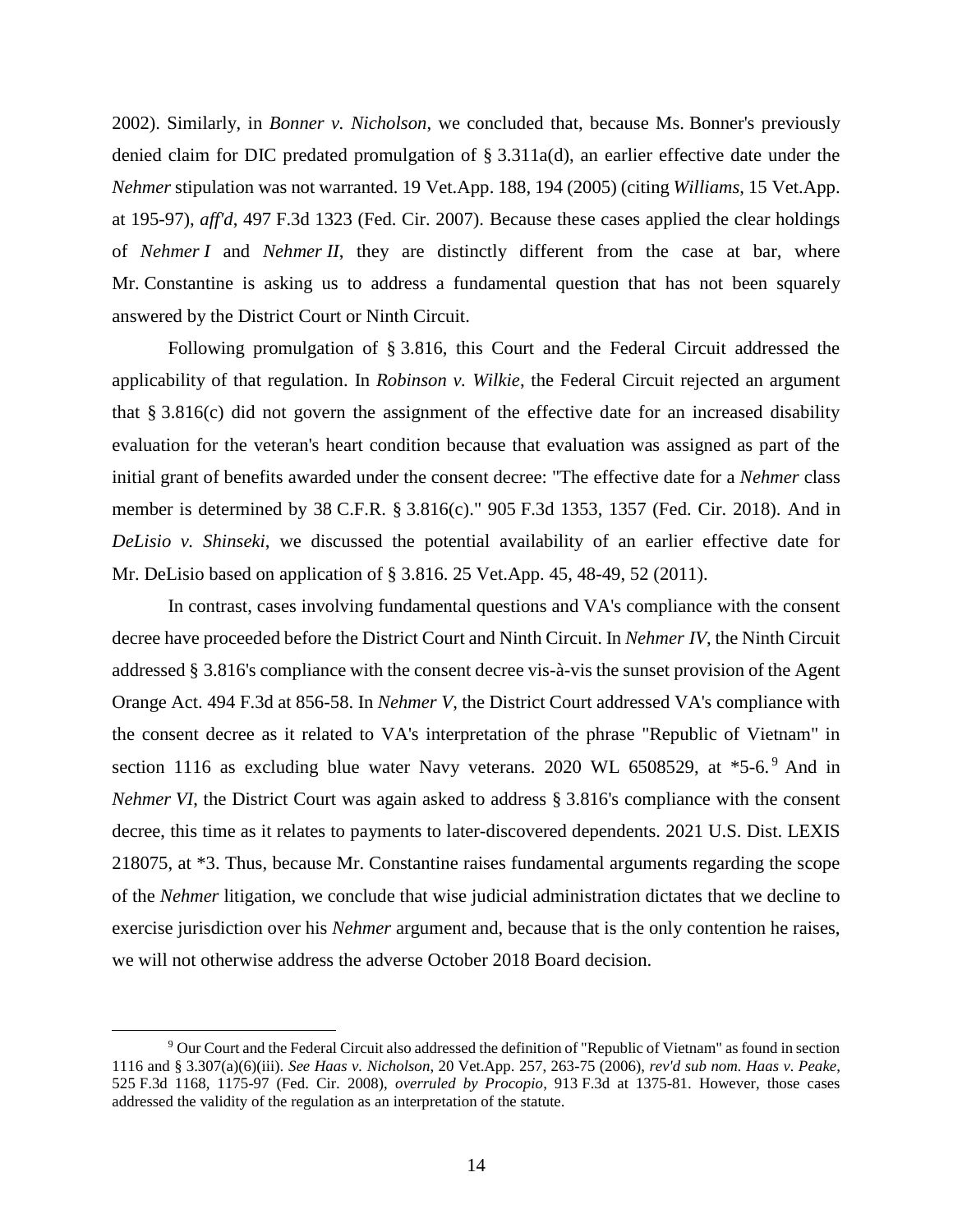2002). Similarly, in *Bonner v. Nicholson*, we concluded that, because Ms. Bonner's previously denied claim for DIC predated promulgation of § 3.311a(d), an earlier effective date under the *Nehmer* stipulation was not warranted. 19 Vet.App. 188, 194 (2005) (citing *Williams*, 15 Vet.App. at 195-97), *aff'd*, 497 F.3d 1323 (Fed. Cir. 2007). Because these cases applied the clear holdings of *Nehmer I* and *Nehmer II*, they are distinctly different from the case at bar, where Mr. Constantine is asking us to address a fundamental question that has not been squarely answered by the District Court or Ninth Circuit.

Following promulgation of § 3.816, this Court and the Federal Circuit addressed the applicability of that regulation. In *Robinson v. Wilkie*, the Federal Circuit rejected an argument that § 3.816(c) did not govern the assignment of the effective date for an increased disability evaluation for the veteran's heart condition because that evaluation was assigned as part of the initial grant of benefits awarded under the consent decree: "The effective date for a *Nehmer* class member is determined by 38 C.F.R. § 3.816(c)." 905 F.3d 1353, 1357 (Fed. Cir. 2018). And in *DeLisio v. Shinseki*, we discussed the potential availability of an earlier effective date for Mr. DeLisio based on application of § 3.816. 25 Vet.App. 45, 48-49, 52 (2011).

In contrast, cases involving fundamental questions and VA's compliance with the consent decree have proceeded before the District Court and Ninth Circuit. In *Nehmer IV*, the Ninth Circuit addressed § 3.816's compliance with the consent decree vis-à-vis the sunset provision of the Agent Orange Act. 494 F.3d at 856-58. In *Nehmer V*, the District Court addressed VA's compliance with the consent decree as it related to VA's interpretation of the phrase "Republic of Vietnam" in section 1116 as excluding blue water Navy veterans. 2020 WL 6508529, at *5-6.[9] And in *Nehmer VI*, the District Court was again asked to address § 3.816's compliance with the consent decree, this time as it relates to payments to later-discovered dependents. 2021 U.S. Dist. LEXIS 218075, at *3. Thus, because Mr. Constantine raises fundamental arguments regarding the scope of the *Nehmer* litigation, we conclude that wise judicial administration dictates that we decline to exercise jurisdiction over his *Nehmer* argument and, because that is the only contention he raises, we will not otherwise address the adverse October 2018 Board decision.

[9] Our Court and the Federal Circuit also addressed the definition of "Republic of Vietnam" as found in section 1116 and § 3.307(a)(6)(iii). *See Haas v. Nicholson*, 20 Vet.App. 257, 263-75 (2006), *rev'd sub nom. Haas v. Peake*, 525 F.3d 1168, 1175-97 (Fed. Cir. 2008), *overruled by Procopio*, 913 F.3d at 1375-81. However, those cases addressed the validity of the regulation as an interpretation of the statute.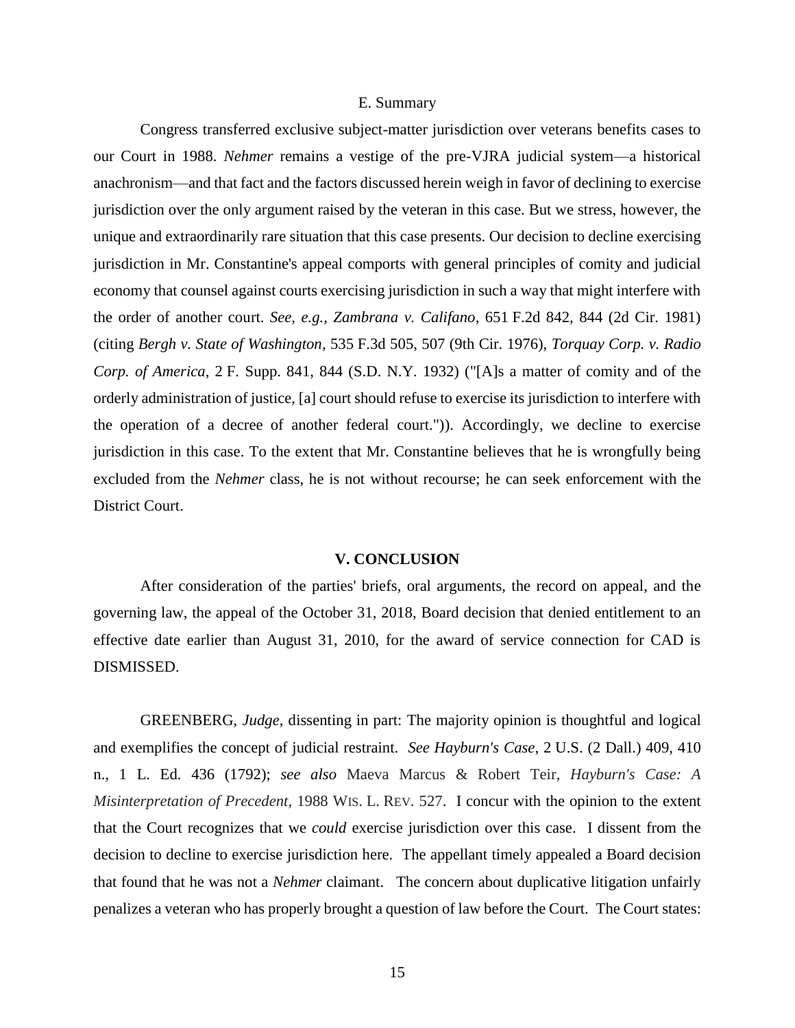E. Summary

Congress transferred exclusive subject-matter jurisdiction over veterans benefits cases to our Court in 1988. *Nehmer* remains a vestige of the pre-VJRA judicial system—a historical anachronism—and that fact and the factors discussed herein weigh in favor of declining to exercise jurisdiction over the only argument raised by the veteran in this case. But we stress, however, the unique and extraordinarily rare situation that this case presents. Our decision to decline exercising jurisdiction in Mr. Constantine's appeal comports with general principles of comity and judicial economy that counsel against courts exercising jurisdiction in such a way that might interfere with the order of another court. *See, e.g.*, *Zambrana v. Califano*, 651 F.2d 842, 844 (2d Cir. 1981) (citing *Bergh v. State of Washington*, 535 F.3d 505, 507 (9th Cir. 1976), *Torquay Corp. v. Radio Corp. of America*, 2 F. Supp. 841, 844 (S.D. N.Y. 1932) ("[A]s a matter of comity and of the orderly administration of justice, [a] court should refuse to exercise its jurisdiction to interfere with the operation of a decree of another federal court.")). Accordingly, we decline to exercise jurisdiction in this case. To the extent that Mr. Constantine believes that he is wrongfully being excluded from the *Nehmer* class, he is not without recourse; he can seek enforcement with the District Court.

## V. CONCLUSION

After consideration of the parties' briefs, oral arguments, the record on appeal, and the governing law, the appeal of the October 31, 2018, Board decision that denied entitlement to an effective date earlier than August 31, 2010, for the award of service connection for CAD is DISMISSED.

GREENBERG, *Judge*, dissenting in part: The majority opinion is thoughtful and logical and exemplifies the concept of judicial restraint. *See Hayburn's Case*, 2 U.S. (2 Dall.) 409, 410 n., 1 L. Ed. 436 (1792); *see also* Maeva Marcus & Robert Teir, *Hayburn's Case: A Misinterpretation of Precedent*, 1988 WIS. L. REV. 527. I concur with the opinion to the extent that the Court recognizes that we *could* exercise jurisdiction over this case. I dissent from the decision to decline to exercise jurisdiction here. The appellant timely appealed a Board decision that found that he was not a *Nehmer* claimant. The concern about duplicative litigation unfairly penalizes a veteran who has properly brought a question of law before the Court. The Court states: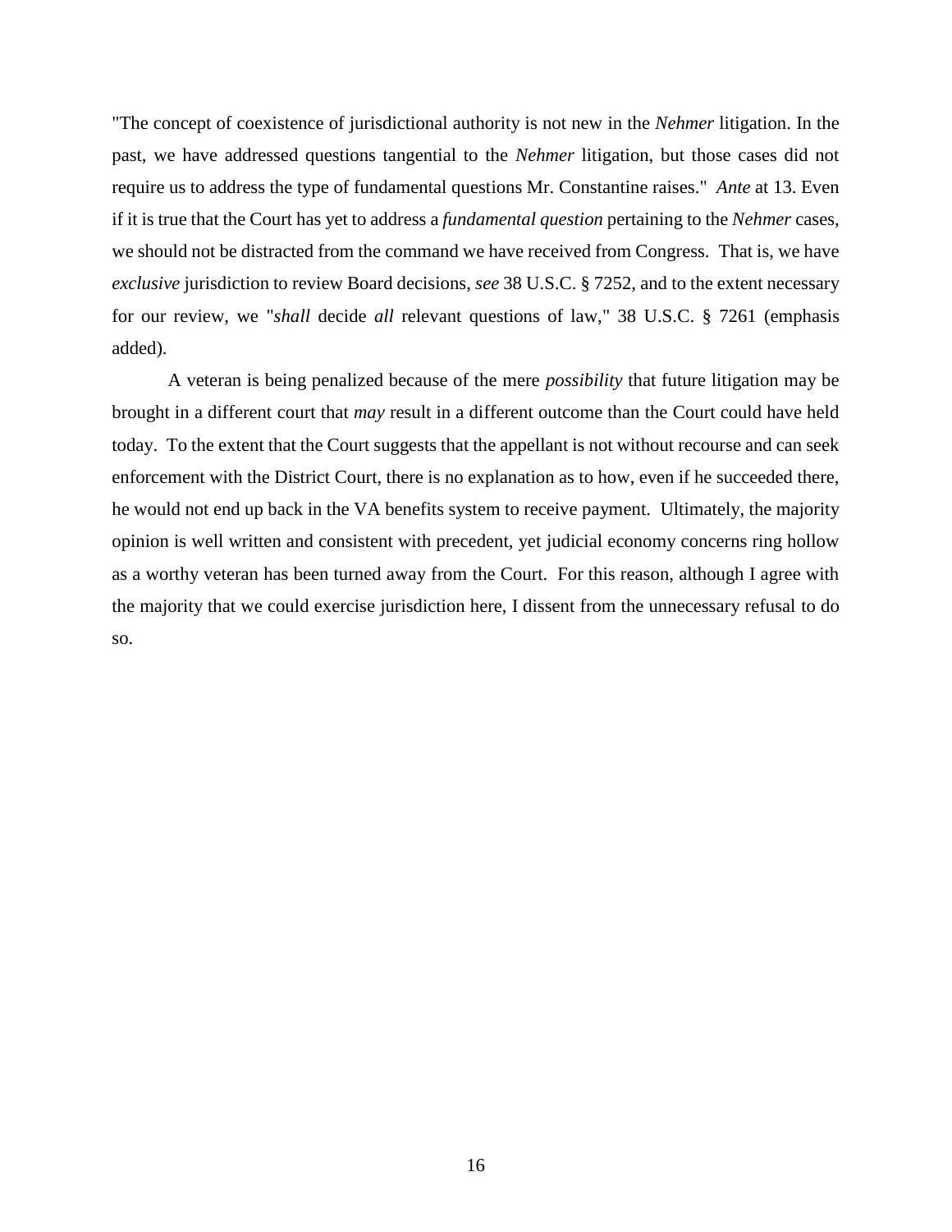"The concept of coexistence of jurisdictional authority is not new in the *Nehmer* litigation. In the past, we have addressed questions tangential to the *Nehmer* litigation, but those cases did not require us to address the type of fundamental questions Mr. Constantine raises." *Ante* at 13. Even if it is true that the Court has yet to address a *fundamental question* pertaining to the *Nehmer* cases, we should not be distracted from the command we have received from Congress. That is, we have *exclusive* jurisdiction to review Board decisions, *see* 38 U.S.C. § 7252, and to the extent necessary for our review, we "*shall* decide *all* relevant questions of law," 38 U.S.C. § 7261 (emphasis added).

A veteran is being penalized because of the mere *possibility* that future litigation may be brought in a different court that *may* result in a different outcome than the Court could have held today. To the extent that the Court suggests that the appellant is not without recourse and can seek enforcement with the District Court, there is no explanation as to how, even if he succeeded there, he would not end up back in the VA benefits system to receive payment. Ultimately, the majority opinion is well written and consistent with precedent, yet judicial economy concerns ring hollow as a worthy veteran has been turned away from the Court. For this reason, although I agree with the majority that we could exercise jurisdiction here, I dissent from the unnecessary refusal to do so.